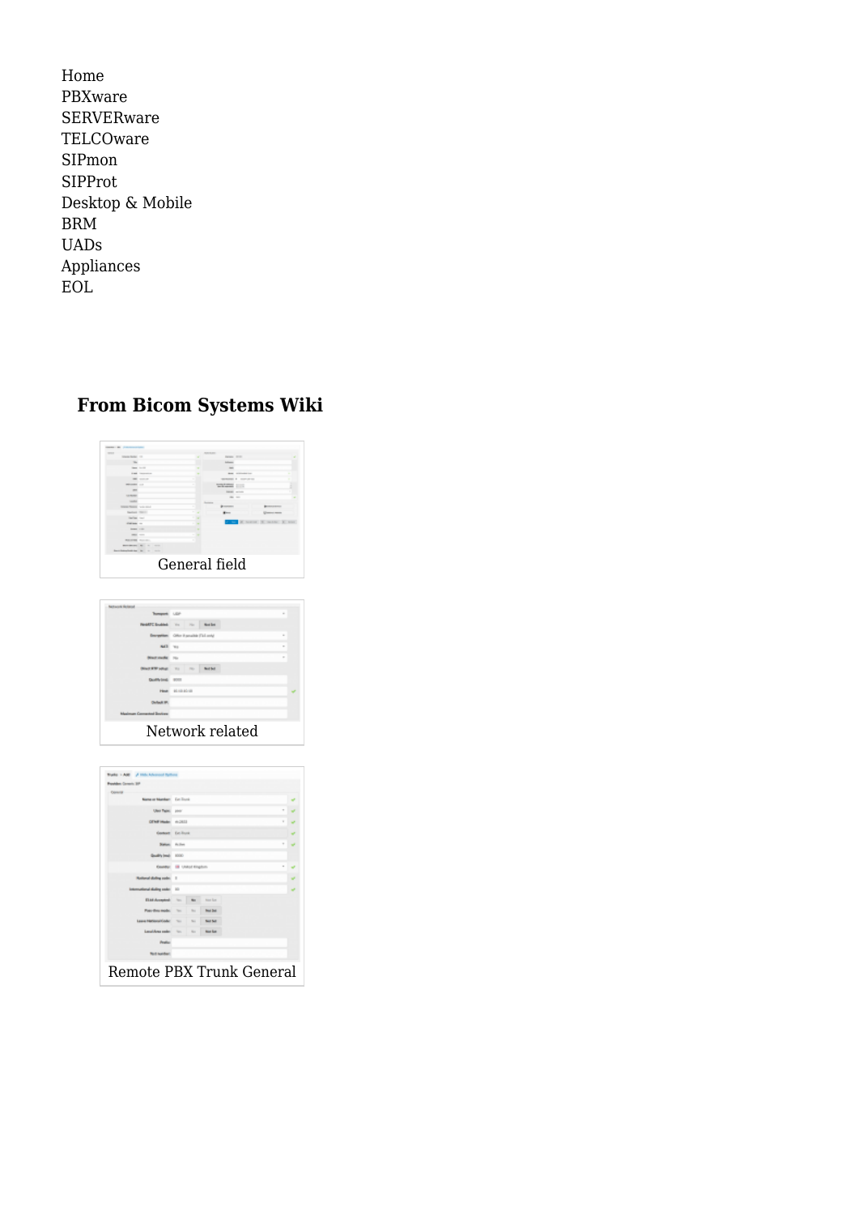Home
PBXware
SERVERware
TELCOware
SIPmon
SIPProt
Desktop & Mobile
BRM
UADs
Appliances
EOL

## From Bicom Systems Wiki

General field

Network related

Remote PBX Trunk General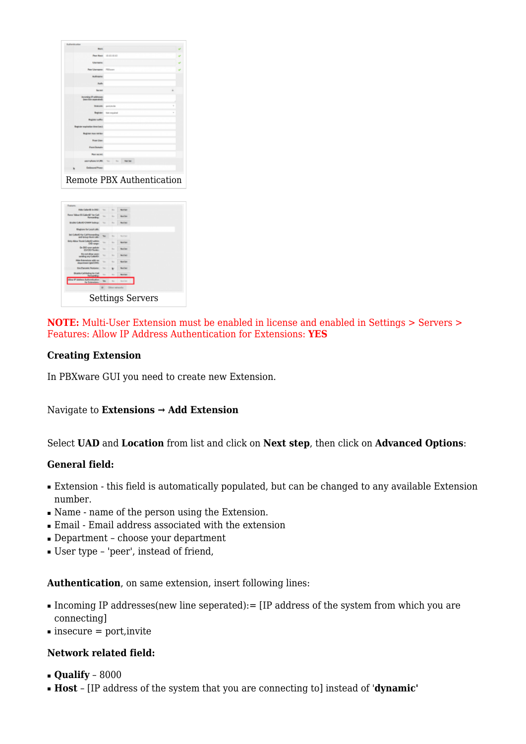Remote PBX Authentication

Settings Servers

**NOTE:** Multi-User Extension must be enabled in license and enabled in Settings > Servers > Features: Allow IP Address Authentication for Extensions: **YES**

**Creating Extension**

In PBXware GUI you need to create new Extension.

Navigate to **Extensions → Add Extension**

Select **UAD** and **Location** from list and click on **Next step**, then click on **Advanced Options**:

**General field:**

- Extension - this field is automatically populated, but can be changed to any available Extension number.
- Name - name of the person using the Extension.
- Email - Email address associated with the extension
- Department – choose your department
- User type – 'peer', instead of friend,

**Authentication**, on same extension, insert following lines:

- Incoming IP addresses(new line seperated):= [IP address of the system from which you are connecting]
- insecure = port,invite

**Network related field:**

- **Qualify** – 8000
- **Host** – [IP address of the system that you are connecting to] instead of '**dynamic**'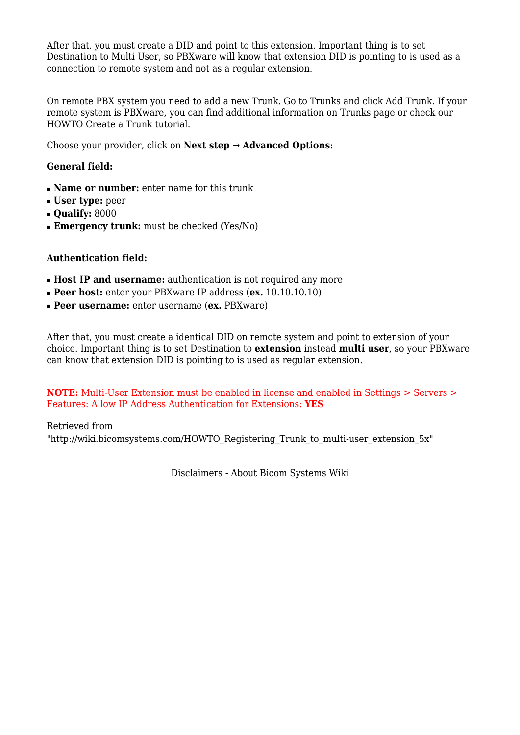After that, you must create a DID and point to this extension. Important thing is to set Destination to Multi User, so PBXware will know that extension DID is pointing to is used as a connection to remote system and not as a regular extension.

On remote PBX system you need to add a new Trunk. Go to Trunks and click Add Trunk. If your remote system is PBXware, you can find additional information on Trunks page or check our HOWTO Create a Trunk tutorial.

Choose your provider, click on **Next step → Advanced Options**:

**General field:**

- **Name or number:** enter name for this trunk
- **User type:** peer
- **Qualify:** 8000
- **Emergency trunk:** must be checked (Yes/No)

**Authentication field:**

- **Host IP and username:** authentication is not required any more
- **Peer host:** enter your PBXware IP address (**ex.** 10.10.10.10)
- **Peer username:** enter username (**ex.** PBXware)

After that, you must create a identical DID on remote system and point to extension of your choice. Important thing is to set Destination to **extension** instead **multi user**, so your PBXware can know that extension DID is pointing to is used as regular extension.

**NOTE:** Multi-User Extension must be enabled in license and enabled in Settings > Servers > Features: Allow IP Address Authentication for Extensions: **YES**

Retrieved from "http://wiki.bicomsystems.com/HOWTO_Registering_Trunk_to_multi-user_extension_5x"

Disclaimers - About Bicom Systems Wiki